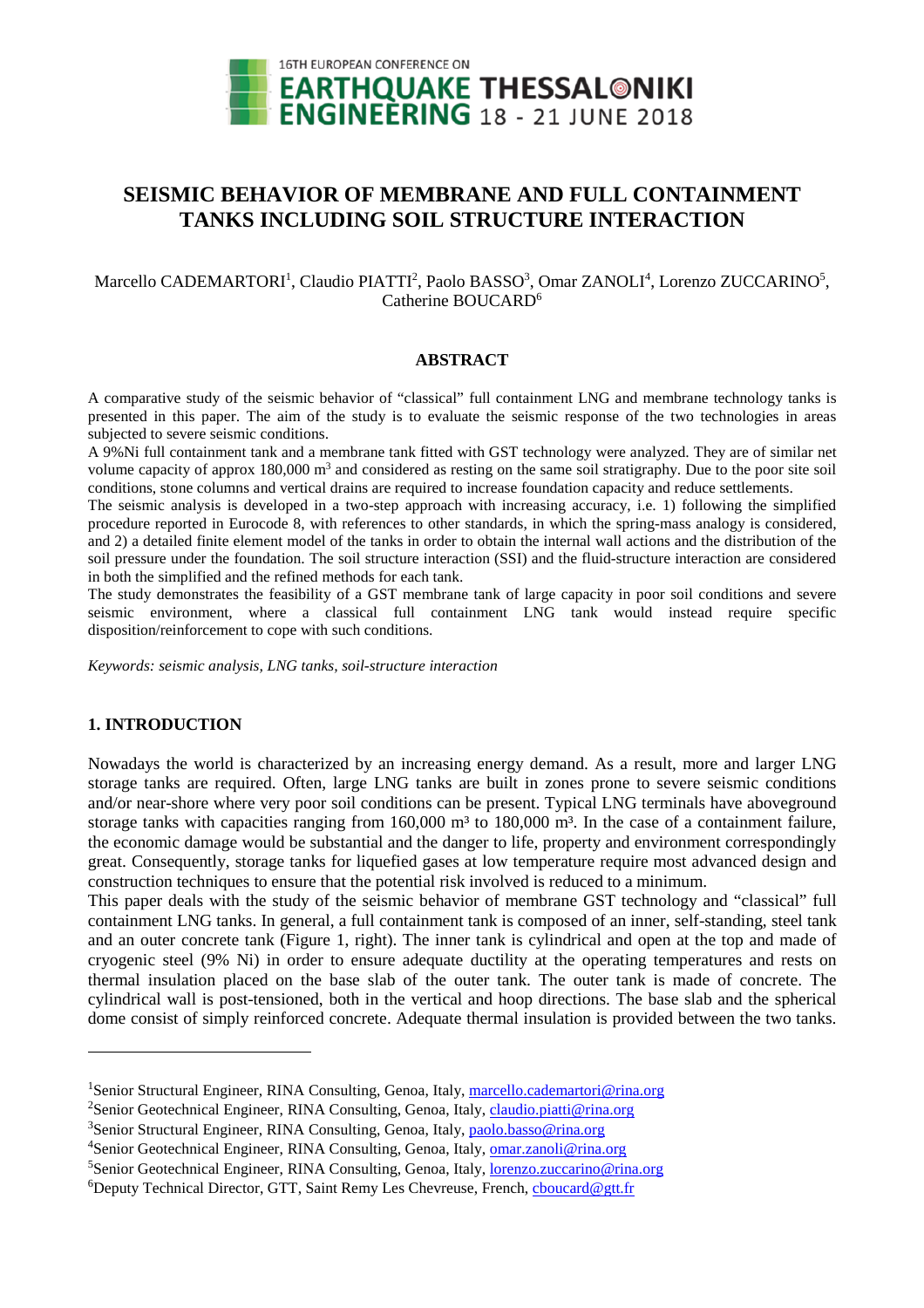# SEISMIC BEHAVIOR OF MEMBRANE AND FULL CONTAINMENT TANKS INCLUDING SOIL STRUCTURE INTERACTION

Marcello CADEMARTORI[1], Claudio PIATTI[2], Paolo BASSO[3], Omar ZANOLI[4], Lorenzo ZUCCARINO[5], Catherine BOUCARD[6]

## ABSTRACT

A comparative study of the seismic behavior of "classical" full containment LNG and membrane technology tanks is presented in this paper. The aim of the study is to evaluate the seismic response of the two technologies in areas subjected to severe seismic conditions.

A 9%Ni full containment tank and a membrane tank fitted with GST technology were analyzed. They are of similar net volume capacity of approx 180,000 m$^3$ and considered as resting on the same soil stratigraphy. Due to the poor site soil conditions, stone columns and vertical drains are required to increase foundation capacity and reduce settlements.

The seismic analysis is developed in a two-step approach with increasing accuracy, i.e. 1) following the simplified procedure reported in Eurocode 8, with references to other standards, in which the spring-mass analogy is considered, and 2) a detailed finite element model of the tanks in order to obtain the internal wall actions and the distribution of the soil pressure under the foundation. The soil structure interaction (SSI) and the fluid-structure interaction are considered in both the simplified and the refined methods for each tank.

The study demonstrates the feasibility of a GST membrane tank of large capacity in poor soil conditions and severe seismic environment, where a classical full containment LNG tank would instead require specific disposition/reinforcement to cope with such conditions.

*Keywords: seismic analysis, LNG tanks, soil-structure interaction*

## 1. INTRODUCTION

Nowadays the world is characterized by an increasing energy demand. As a result, more and larger LNG storage tanks are required. Often, large LNG tanks are built in zones prone to severe seismic conditions and/or near-shore where very poor soil conditions can be present. Typical LNG terminals have aboveground storage tanks with capacities ranging from 160,000 m³ to 180,000 m³. In the case of a containment failure, the economic damage would be substantial and the danger to life, property and environment correspondingly great. Consequently, storage tanks for liquefied gases at low temperature require most advanced design and construction techniques to ensure that the potential risk involved is reduced to a minimum.

This paper deals with the study of the seismic behavior of membrane GST technology and "classical" full containment LNG tanks. In general, a full containment tank is composed of an inner, self-standing, steel tank and an outer concrete tank (Figure 1, right). The inner tank is cylindrical and open at the top and made of cryogenic steel (9% Ni) in order to ensure adequate ductility at the operating temperatures and rests on thermal insulation placed on the base slab of the outer tank. The outer tank is made of concrete. The cylindrical wall is post-tensioned, both in the vertical and hoop directions. The base slab and the spherical dome consist of simply reinforced concrete. Adequate thermal insulation is provided between the two tanks.

---

[1]Senior Structural Engineer, RINA Consulting, Genoa, Italy, marcello.cademartori@rina.org

[2]Senior Geotechnical Engineer, RINA Consulting, Genoa, Italy, claudio.piatti@rina.org

[3]Senior Structural Engineer, RINA Consulting, Genoa, Italy, paolo.basso@rina.org

[4]Senior Geotechnical Engineer, RINA Consulting, Genoa, Italy, omar.zanoli@rina.org

[5]Senior Geotechnical Engineer, RINA Consulting, Genoa, Italy, lorenzo.zuccarino@rina.org

[6]Deputy Technical Director, GTT, Saint Remy Les Chevreuse, French, cboucard@gtt.fr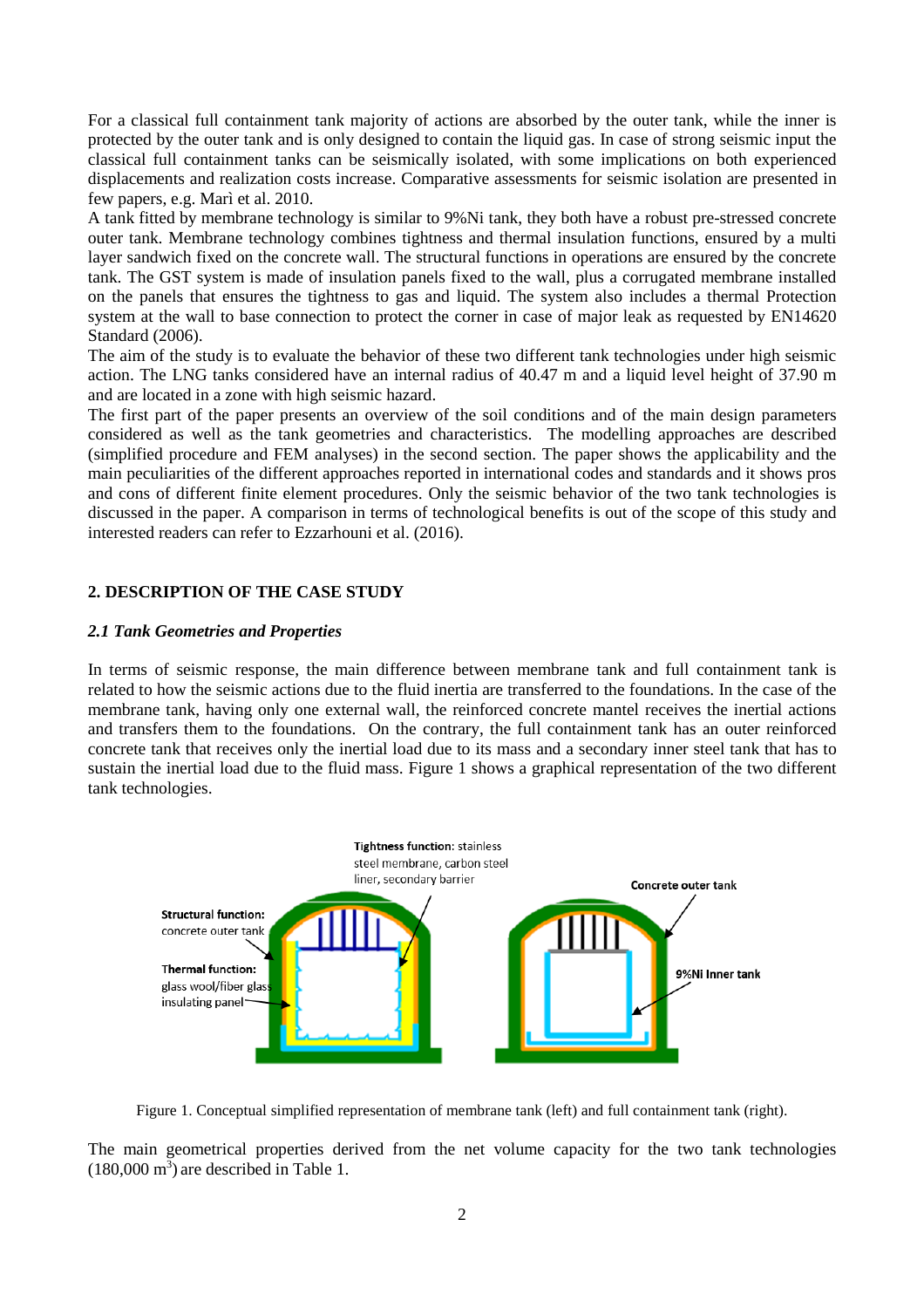For a classical full containment tank majority of actions are absorbed by the outer tank, while the inner is protected by the outer tank and is only designed to contain the liquid gas. In case of strong seismic input the classical full containment tanks can be seismically isolated, with some implications on both experienced displacements and realization costs increase. Comparative assessments for seismic isolation are presented in few papers, e.g. Marì et al. 2010.

A tank fitted by membrane technology is similar to 9%Ni tank, they both have a robust pre-stressed concrete outer tank. Membrane technology combines tightness and thermal insulation functions, ensured by a multi layer sandwich fixed on the concrete wall. The structural functions in operations are ensured by the concrete tank. The GST system is made of insulation panels fixed to the wall, plus a corrugated membrane installed on the panels that ensures the tightness to gas and liquid. The system also includes a thermal Protection system at the wall to base connection to protect the corner in case of major leak as requested by EN14620 Standard (2006).

The aim of the study is to evaluate the behavior of these two different tank technologies under high seismic action. The LNG tanks considered have an internal radius of 40.47 m and a liquid level height of 37.90 m and are located in a zone with high seismic hazard.

The first part of the paper presents an overview of the soil conditions and of the main design parameters considered as well as the tank geometries and characteristics. The modelling approaches are described (simplified procedure and FEM analyses) in the second section. The paper shows the applicability and the main peculiarities of the different approaches reported in international codes and standards and it shows pros and cons of different finite element procedures. Only the seismic behavior of the two tank technologies is discussed in the paper. A comparison in terms of technological benefits is out of the scope of this study and interested readers can refer to Ezzarhouni et al. (2016).

## 2. DESCRIPTION OF THE CASE STUDY

### *2.1 Tank Geometries and Properties*

In terms of seismic response, the main difference between membrane tank and full containment tank is related to how the seismic actions due to the fluid inertia are transferred to the foundations. In the case of the membrane tank, having only one external wall, the reinforced concrete mantel receives the inertial actions and transfers them to the foundations. On the contrary, the full containment tank has an outer reinforced concrete tank that receives only the inertial load due to its mass and a secondary inner steel tank that has to sustain the inertial load due to the fluid mass. Figure 1 shows a graphical representation of the two different tank technologies.

**Tightness function:** stainless steel membrane, carbon steel liner, secondary barrier

**Structural function:** concrete outer tank

**Thermal function:** glass wool/fiber glass insulating panel

**Concrete outer tank**

**9%Ni Inner tank**

Figure 1. Conceptual simplified representation of membrane tank (left) and full containment tank (right).

The main geometrical properties derived from the net volume capacity for the two tank technologies (180,000 $m^3$) are described in Table 1.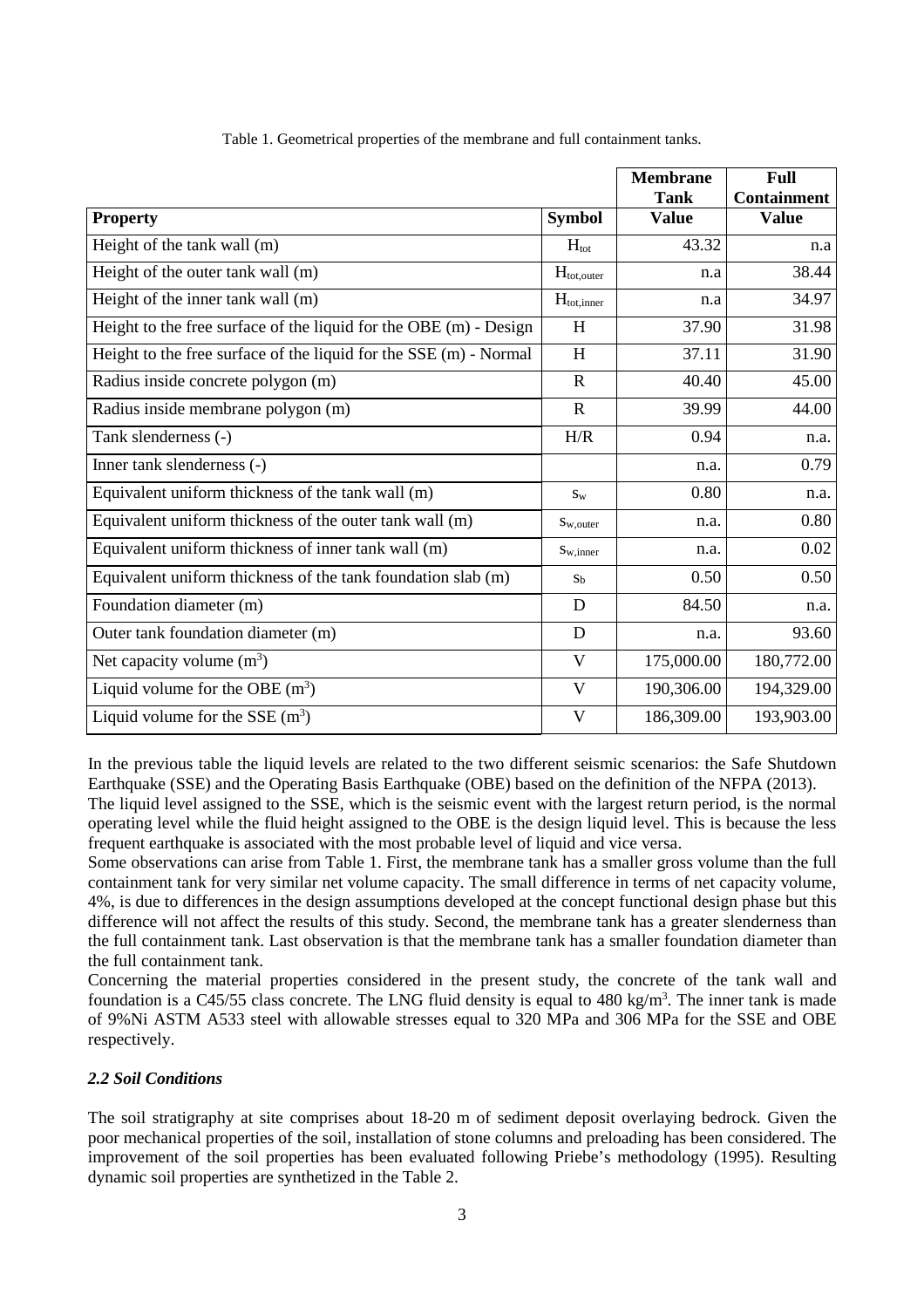Table 1. Geometrical properties of the membrane and full containment tanks.

| Property | Symbol | Membrane Tank Value | Full Containment Value |
|---|---|---|---|
| Height of the tank wall (m) | $H_{tot}$ | 43.32 | n.a |
| Height of the outer tank wall (m) | $H_{tot,outer}$ | n.a | 38.44 |
| Height of the inner tank wall (m) | $H_{tot,inner}$ | n.a | 34.97 |
| Height to the free surface of the liquid for the OBE (m) - Design | H | 37.90 | 31.98 |
| Height to the free surface of the liquid for the SSE (m) - Normal | H | 37.11 | 31.90 |
| Radius inside concrete polygon (m) | R | 40.40 | 45.00 |
| Radius inside membrane polygon (m) | R | 39.99 | 44.00 |
| Tank slenderness (-) | H/R | 0.94 | n.a. |
| Inner tank slenderness (-) | | n.a. | 0.79 |
| Equivalent uniform thickness of the tank wall (m) | $s_w$ | 0.80 | n.a. |
| Equivalent uniform thickness of the outer tank wall (m) | $s_{w,outer}$ | n.a. | 0.80 |
| Equivalent uniform thickness of inner tank wall (m) | $s_{w,inner}$ | n.a. | 0.02 |
| Equivalent uniform thickness of the tank foundation slab (m) | $s_b$ | 0.50 | 0.50 |
| Foundation diameter (m) | D | 84.50 | n.a. |
| Outer tank foundation diameter (m) | D | n.a. | 93.60 |
| Net capacity volume ($m^3$) | V | 175,000.00 | 180,772.00 |
| Liquid volume for the OBE ($m^3$) | V | 190,306.00 | 194,329.00 |
| Liquid volume for the SSE ($m^3$) | V | 186,309.00 | 193,903.00 |

In the previous table the liquid levels are related to the two different seismic scenarios: the Safe Shutdown Earthquake (SSE) and the Operating Basis Earthquake (OBE) based on the definition of the NFPA (2013).
The liquid level assigned to the SSE, which is the seismic event with the largest return period, is the normal operating level while the fluid height assigned to the OBE is the design liquid level. This is because the less frequent earthquake is associated with the most probable level of liquid and vice versa.
Some observations can arise from Table 1. First, the membrane tank has a smaller gross volume than the full containment tank for very similar net volume capacity. The small difference in terms of net capacity volume, 4%, is due to differences in the design assumptions developed at the concept functional design phase but this difference will not affect the results of this study. Second, the membrane tank has a greater slenderness than the full containment tank. Last observation is that the membrane tank has a smaller foundation diameter than the full containment tank.
Concerning the material properties considered in the present study, the concrete of the tank wall and foundation is a C45/55 class concrete. The LNG fluid density is equal to 480 $kg/m^3$. The inner tank is made of 9%Ni ASTM A533 steel with allowable stresses equal to 320 MPa and 306 MPa for the SSE and OBE respectively.

### *2.2 Soil Conditions*

The soil stratigraphy at site comprises about 18-20 m of sediment deposit overlaying bedrock. Given the poor mechanical properties of the soil, installation of stone columns and preloading has been considered. The improvement of the soil properties has been evaluated following Priebe's methodology (1995). Resulting dynamic soil properties are synthetized in the Table 2.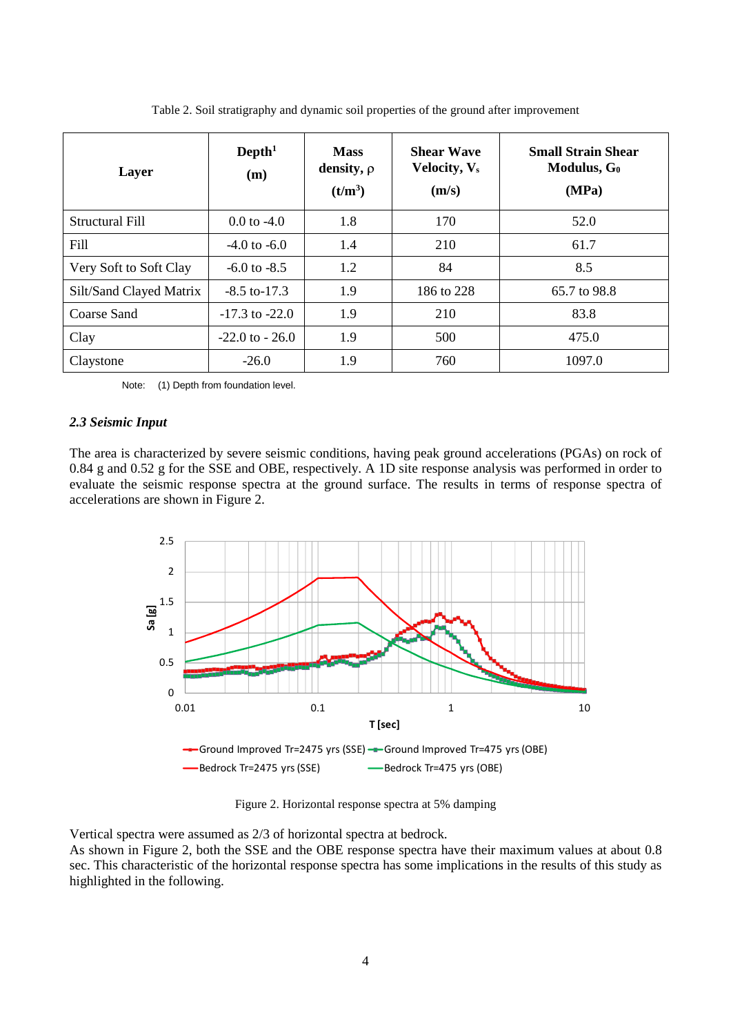Table 2. Soil stratigraphy and dynamic soil properties of the ground after improvement

| Layer | Depth[1] (m) | Mass density, ρ ($t/m^3$) | Shear Wave Velocity, $V_s$ (m/s) | Small Strain Shear Modulus, $G_0$ (MPa) |
|---|---|---|---|---|
| Structural Fill | 0.0 to -4.0 | 1.8 | 170 | 52.0 |
| Fill | -4.0 to -6.0 | 1.4 | 210 | 61.7 |
| Very Soft to Soft Clay | -6.0 to -8.5 | 1.2 | 84 | 8.5 |
| Silt/Sand Clayed Matrix | -8.5 to-17.3 | 1.9 | 186 to 228 | 65.7 to 98.8 |
| Coarse Sand | -17.3 to -22.0 | 1.9 | 210 | 83.8 |
| Clay | -22.0 to - 26.0 | 1.9 | 500 | 475.0 |
| Claystone | -26.0 | 1.9 | 760 | 1097.0 |

Note: (1) Depth from foundation level.

### *2.3 Seismic Input*

The area is characterized by severe seismic conditions, having peak ground accelerations (PGAs) on rock of 0.84 g and 0.52 g for the SSE and OBE, respectively. A 1D site response analysis was performed in order to evaluate the seismic response spectra at the ground surface. The results in terms of response spectra of accelerations are shown in Figure 2.

Figure 2. Horizontal response spectra at 5% damping

Vertical spectra were assumed as 2/3 of horizontal spectra at bedrock.
As shown in Figure 2, both the SSE and the OBE response spectra have their maximum values at about 0.8 sec. This characteristic of the horizontal response spectra has some implications in the results of this study as highlighted in the following.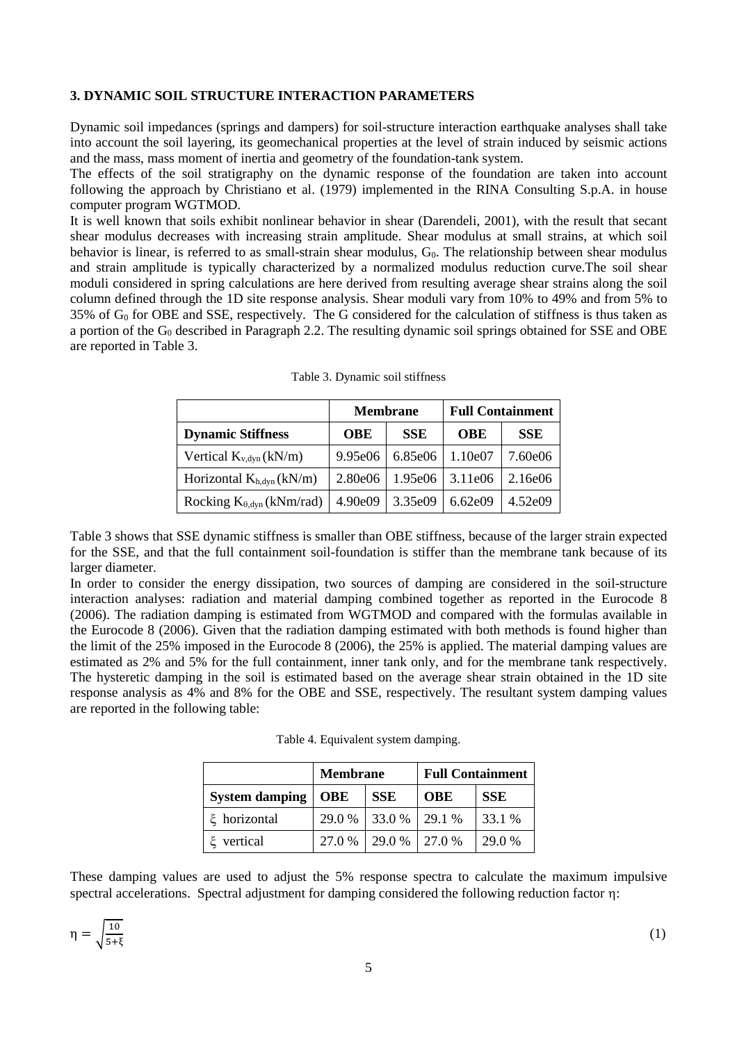### 3. DYNAMIC SOIL STRUCTURE INTERACTION PARAMETERS

Dynamic soil impedances (springs and dampers) for soil-structure interaction earthquake analyses shall take into account the soil layering, its geomechanical properties at the level of strain induced by seismic actions and the mass, mass moment of inertia and geometry of the foundation-tank system.

The effects of the soil stratigraphy on the dynamic response of the foundation are taken into account following the approach by Christiano et al. (1979) implemented in the RINA Consulting S.p.A. in house computer program WGTMOD.

It is well known that soils exhibit nonlinear behavior in shear (Darendeli, 2001), with the result that secant shear modulus decreases with increasing strain amplitude. Shear modulus at small strains, at which soil behavior is linear, is referred to as small-strain shear modulus, $G_0$. The relationship between shear modulus and strain amplitude is typically characterized by a normalized modulus reduction curve.The soil shear moduli considered in spring calculations are here derived from resulting average shear strains along the soil column defined through the 1D site response analysis. Shear moduli vary from 10% to 49% and from 5% to 35% of $G_0$ for OBE and SSE, respectively. The G considered for the calculation of stiffness is thus taken as a portion of the $G_0$ described in Paragraph 2.2. The resulting dynamic soil springs obtained for SSE and OBE are reported in Table 3.

Table 3. Dynamic soil stiffness

| | Membrane | | Full Containment | |
|---|---|---|---|---|
| **Dynamic Stiffness** | **OBE** | **SSE** | **OBE** | **SSE** |
| Vertical $K_{v,dyn}$ (kN/m) | 9.95e06 | 6.85e06 | 1.10e07 | 7.60e06 |
| Horizontal $K_{h,dyn}$ (kN/m) | 2.80e06 | 1.95e06 | 3.11e06 | 2.16e06 |
| Rocking $K_{\theta,dyn}$ (kNm/rad) | 4.90e09 | 3.35e09 | 6.62e09 | 4.52e09 |

Table 3 shows that SSE dynamic stiffness is smaller than OBE stiffness, because of the larger strain expected for the SSE, and that the full containment soil-foundation is stiffer than the membrane tank because of its larger diameter.

In order to consider the energy dissipation, two sources of damping are considered in the soil-structure interaction analyses: radiation and material damping combined together as reported in the Eurocode 8 (2006). The radiation damping is estimated from WGTMOD and compared with the formulas available in the Eurocode 8 (2006). Given that the radiation damping estimated with both methods is found higher than the limit of the 25% imposed in the Eurocode 8 (2006), the 25% is applied. The material damping values are estimated as 2% and 5% for the full containment, inner tank only, and for the membrane tank respectively. The hysteretic damping in the soil is estimated based on the average shear strain obtained in the 1D site response analysis as 4% and 8% for the OBE and SSE, respectively. The resultant system damping values are reported in the following table:

Table 4. Equivalent system damping.

| | Membrane | | Full Containment | |
|---|---|---|---|---|
| **System damping** | **OBE** | **SSE** | **OBE** | **SSE** |
| $\xi$ horizontal | 29.0 % | 33.0 % | 29.1 % | 33.1 % |
| $\xi$ vertical | 27.0 % | 29.0 % | 27.0 % | 29.0 % |

These damping values are used to adjust the 5% response spectra to calculate the maximum impulsive spectral accelerations. Spectral adjustment for damping considered the following reduction factor $\eta$:

$$\eta = \sqrt{\frac{10}{5+\xi}} \tag{1}$$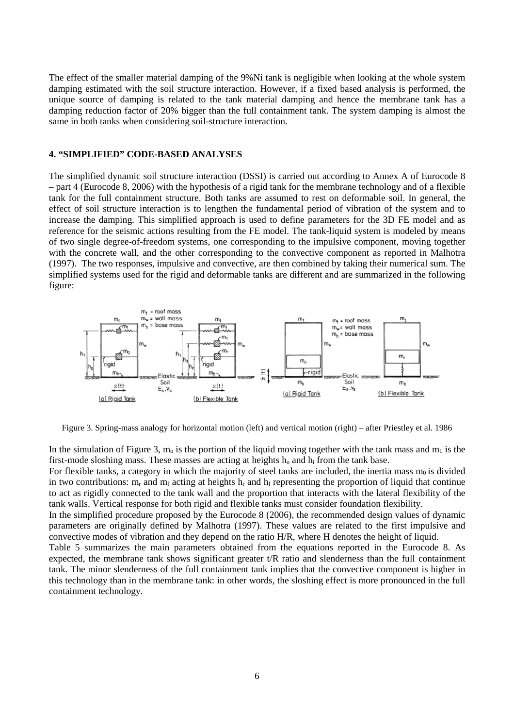The effect of the smaller material damping of the 9%Ni tank is negligible when looking at the whole system damping estimated with the soil structure interaction. However, if a fixed based analysis is performed, the unique source of damping is related to the tank material damping and hence the membrane tank has a damping reduction factor of 20% bigger than the full containment tank. The system damping is almost the same in both tanks when considering soil-structure interaction.

## 4. "SIMPLIFIED" CODE-BASED ANALYSES

The simplified dynamic soil structure interaction (DSSI) is carried out according to Annex A of Eurocode 8 – part 4 (Eurocode 8, 2006) with the hypothesis of a rigid tank for the membrane technology and of a flexible tank for the full containment structure. Both tanks are assumed to rest on deformable soil. In general, the effect of soil structure interaction is to lengthen the fundamental period of vibration of the system and to increase the damping. This simplified approach is used to define parameters for the 3D FE model and as reference for the seismic actions resulting from the FE model. The tank-liquid system is modeled by means of two single degree-of-freedom systems, one corresponding to the impulsive component, moving together with the concrete wall, and the other corresponding to the convective component as reported in Malhotra (1997). The two responses, impulsive and convective, are then combined by taking their numerical sum. The simplified systems used for the rigid and deformable tanks are different and are summarized in the following figure:

Figure 3. Spring-mass analogy for horizontal motion (left) and vertical motion (right) – after Priestley et al. 1986

In the simulation of Figure 3, $m_o$ is the portion of the liquid moving together with the tank mass and $m_1$ is the first-mode sloshing mass. These masses are acting at heights $h_o$ and $h_i$ from the tank base.

For flexible tanks, a category in which the majority of steel tanks are included, the inertia mass $m_0$ is divided in two contributions: $m_r$ and $m_f$ acting at heights $h_r$ and $h_f$ representing the proportion of liquid that continue to act as rigidly connected to the tank wall and the proportion that interacts with the lateral flexibility of the tank walls. Vertical response for both rigid and flexible tanks must consider foundation flexibility.

In the simplified procedure proposed by the Eurocode 8 (2006), the recommended design values of dynamic parameters are originally defined by Malhotra (1997). These values are related to the first impulsive and convective modes of vibration and they depend on the ratio H/R, where H denotes the height of liquid.

Table 5 summarizes the main parameters obtained from the equations reported in the Eurocode 8. As expected, the membrane tank shows significant greater t/R ratio and slenderness than the full containment tank. The minor slenderness of the full containment tank implies that the convective component is higher in this technology than in the membrane tank: in other words, the sloshing effect is more pronounced in the full containment technology.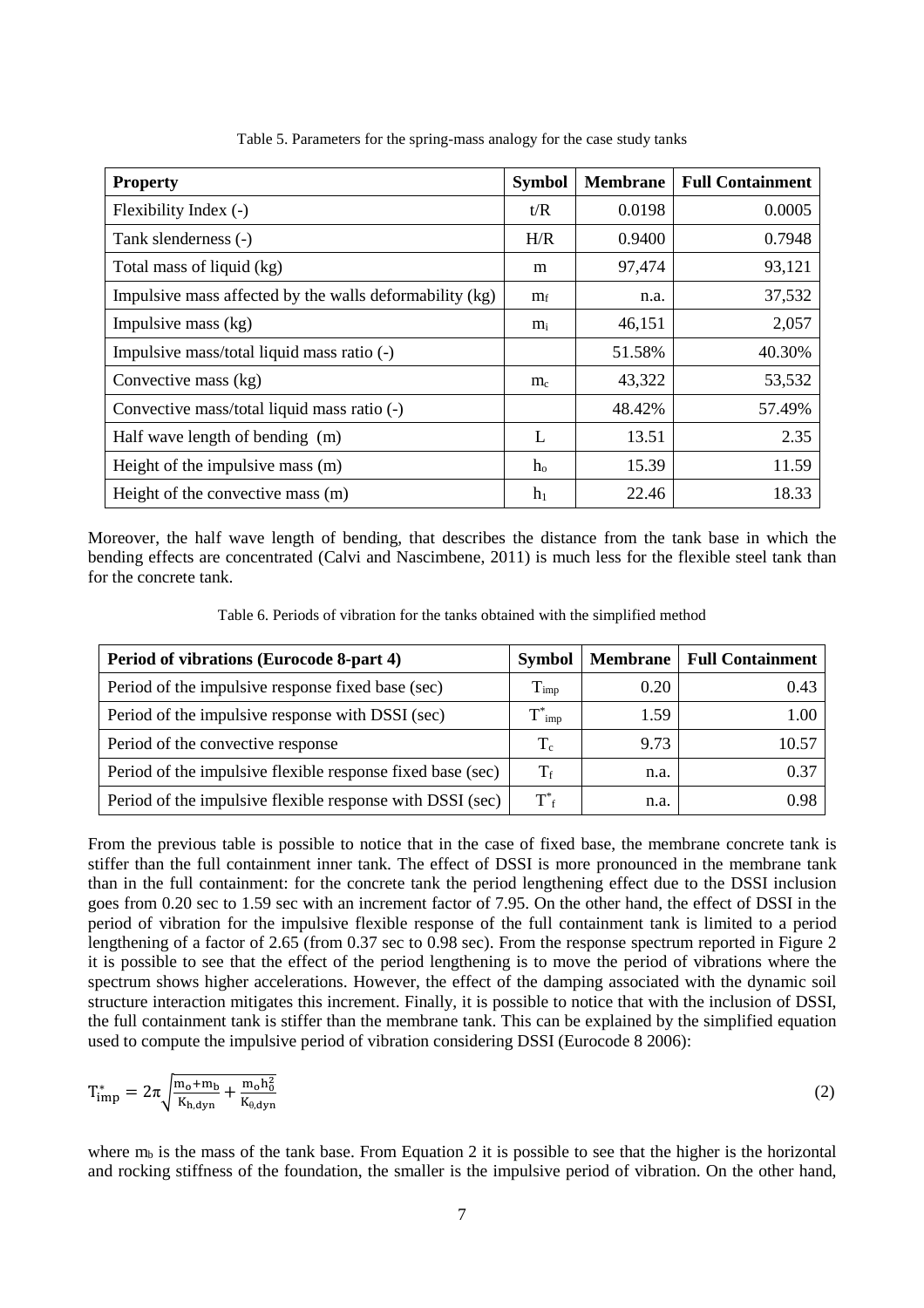Table 5. Parameters for the spring-mass analogy for the case study tanks

| Property | Symbol | Membrane | Full Containment |
|---|---|---|---|
| Flexibility Index (-) | t/R | 0.0198 | 0.0005 |
| Tank slenderness (-) | H/R | 0.9400 | 0.7948 |
| Total mass of liquid (kg) | m | 97,474 | 93,121 |
| Impulsive mass affected by the walls deformability (kg) | $m_f$ | n.a. | 37,532 |
| Impulsive mass (kg) | $m_i$ | 46,151 | 2,057 |
| Impulsive mass/total liquid mass ratio (-) | | 51.58% | 40.30% |
| Convective mass (kg) | $m_c$ | 43,322 | 53,532 |
| Convective mass/total liquid mass ratio (-) | | 48.42% | 57.49% |
| Half wave length of bending (m) | L | 13.51 | 2.35 |
| Height of the impulsive mass (m) | $h_o$ | 15.39 | 11.59 |
| Height of the convective mass (m) | $h_1$ | 22.46 | 18.33 |

Moreover, the half wave length of bending, that describes the distance from the tank base in which the bending effects are concentrated (Calvi and Nascimbene, 2011) is much less for the flexible steel tank than for the concrete tank.

Table 6. Periods of vibration for the tanks obtained with the simplified method

| Period of vibrations (Eurocode 8-part 4) | Symbol | Membrane | Full Containment |
|---|---|---|---|
| Period of the impulsive response fixed base (sec) | $T_{imp}$ | 0.20 | 0.43 |
| Period of the impulsive response with DSSI (sec) | $T^*_{imp}$ | 1.59 | 1.00 |
| Period of the convective response | $T_c$ | 9.73 | 10.57 |
| Period of the impulsive flexible response fixed base (sec) | $T_f$ | n.a. | 0.37 |
| Period of the impulsive flexible response with DSSI (sec) | $T^*_f$ | n.a. | 0.98 |

From the previous table is possible to notice that in the case of fixed base, the membrane concrete tank is stiffer than the full containment inner tank. The effect of DSSI is more pronounced in the membrane tank than in the full containment: for the concrete tank the period lengthening effect due to the DSSI inclusion goes from 0.20 sec to 1.59 sec with an increment factor of 7.95. On the other hand, the effect of DSSI in the period of vibration for the impulsive flexible response of the full containment tank is limited to a period lengthening of a factor of 2.65 (from 0.37 sec to 0.98 sec). From the response spectrum reported in Figure 2 it is possible to see that the effect of the period lengthening is to move the period of vibrations where the spectrum shows higher accelerations. However, the effect of the damping associated with the dynamic soil structure interaction mitigates this increment. Finally, it is possible to notice that with the inclusion of DSSI, the full containment tank is stiffer than the membrane tank. This can be explained by the simplified equation used to compute the impulsive period of vibration considering DSSI (Eurocode 8 2006):

$$T^*_{imp} = 2\pi\sqrt{\frac{m_o + m_b}{K_{h,dyn}} + \frac{m_o h_0^2}{K_{\theta,dyn}}} \tag{2}$$

where $m_b$ is the mass of the tank base. From Equation 2 it is possible to see that the higher is the horizontal and rocking stiffness of the foundation, the smaller is the impulsive period of vibration. On the other hand,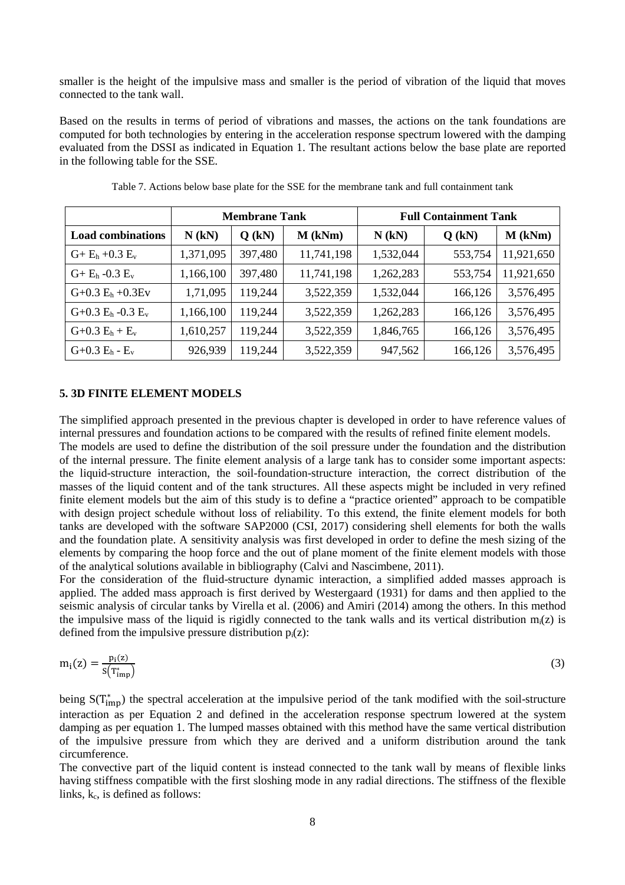smaller is the height of the impulsive mass and smaller is the period of vibration of the liquid that moves connected to the tank wall.

Based on the results in terms of period of vibrations and masses, the actions on the tank foundations are computed for both technologies by entering in the acceleration response spectrum lowered with the damping evaluated from the DSSI as indicated in Equation 1. The resultant actions below the base plate are reported in the following table for the SSE.

Table 7. Actions below base plate for the SSE for the membrane tank and full containment tank

| | Membrane Tank | | | Full Containment Tank | | |
|---|---|---|---|---|---|---|
| **Load combinations** | **N (kN)** | **Q (kN)** | **M (kNm)** | **N (kN)** | **Q (kN)** | **M (kNm)** |
| G+ $E_h$ +0.3 $E_v$ | 1,371,095 | 397,480 | 11,741,198 | 1,532,044 | 553,754 | 11,921,650 |
| G+ $E_h$ -0.3 $E_v$ | 1,166,100 | 397,480 | 11,741,198 | 1,262,283 | 553,754 | 11,921,650 |
| G+0.3 $E_h$ +0.3Ev | 1,71,095 | 119,244 | 3,522,359 | 1,532,044 | 166,126 | 3,576,495 |
| G+0.3 $E_h$ -0.3 $E_v$ | 1,166,100 | 119,244 | 3,522,359 | 1,262,283 | 166,126 | 3,576,495 |
| G+0.3 $E_h$ + $E_v$ | 1,610,257 | 119,244 | 3,522,359 | 1,846,765 | 166,126 | 3,576,495 |
| G+0.3 $E_h$ - $E_v$ | 926,939 | 119,244 | 3,522,359 | 947,562 | 166,126 | 3,576,495 |

## 5. 3D FINITE ELEMENT MODELS

The simplified approach presented in the previous chapter is developed in order to have reference values of internal pressures and foundation actions to be compared with the results of refined finite element models.
The models are used to define the distribution of the soil pressure under the foundation and the distribution of the internal pressure. The finite element analysis of a large tank has to consider some important aspects: the liquid-structure interaction, the soil-foundation-structure interaction, the correct distribution of the masses of the liquid content and of the tank structures. All these aspects might be included in very refined finite element models but the aim of this study is to define a "practice oriented" approach to be compatible with design project schedule without loss of reliability. To this extend, the finite element models for both tanks are developed with the software SAP2000 (CSI, 2017) considering shell elements for both the walls and the foundation plate. A sensitivity analysis was first developed in order to define the mesh sizing of the elements by comparing the hoop force and the out of plane moment of the finite element models with those of the analytical solutions available in bibliography (Calvi and Nascimbene, 2011).
For the consideration of the fluid-structure dynamic interaction, a simplified added masses approach is applied. The added mass approach is first derived by Westergaard (1931) for dams and then applied to the seismic analysis of circular tanks by Virella et al. (2006) and Amiri (2014) among the others. In this method the impulsive mass of the liquid is rigidly connected to the tank walls and its vertical distribution $m_i(z)$ is defined from the impulsive pressure distribution $p_i(z)$:

$$m_i(z) = \frac{p_i(z)}{S(T^*_{imp})} \tag{3}$$

being $S(T^*_{imp})$ the spectral acceleration at the impulsive period of the tank modified with the soil-structure interaction as per Equation 2 and defined in the acceleration response spectrum lowered at the system damping as per equation 1. The lumped masses obtained with this method have the same vertical distribution of the impulsive pressure from which they are derived and a uniform distribution around the tank circumference.
The convective part of the liquid content is instead connected to the tank wall by means of flexible links having stiffness compatible with the first sloshing mode in any radial directions. The stiffness of the flexible links, $k_c$, is defined as follows: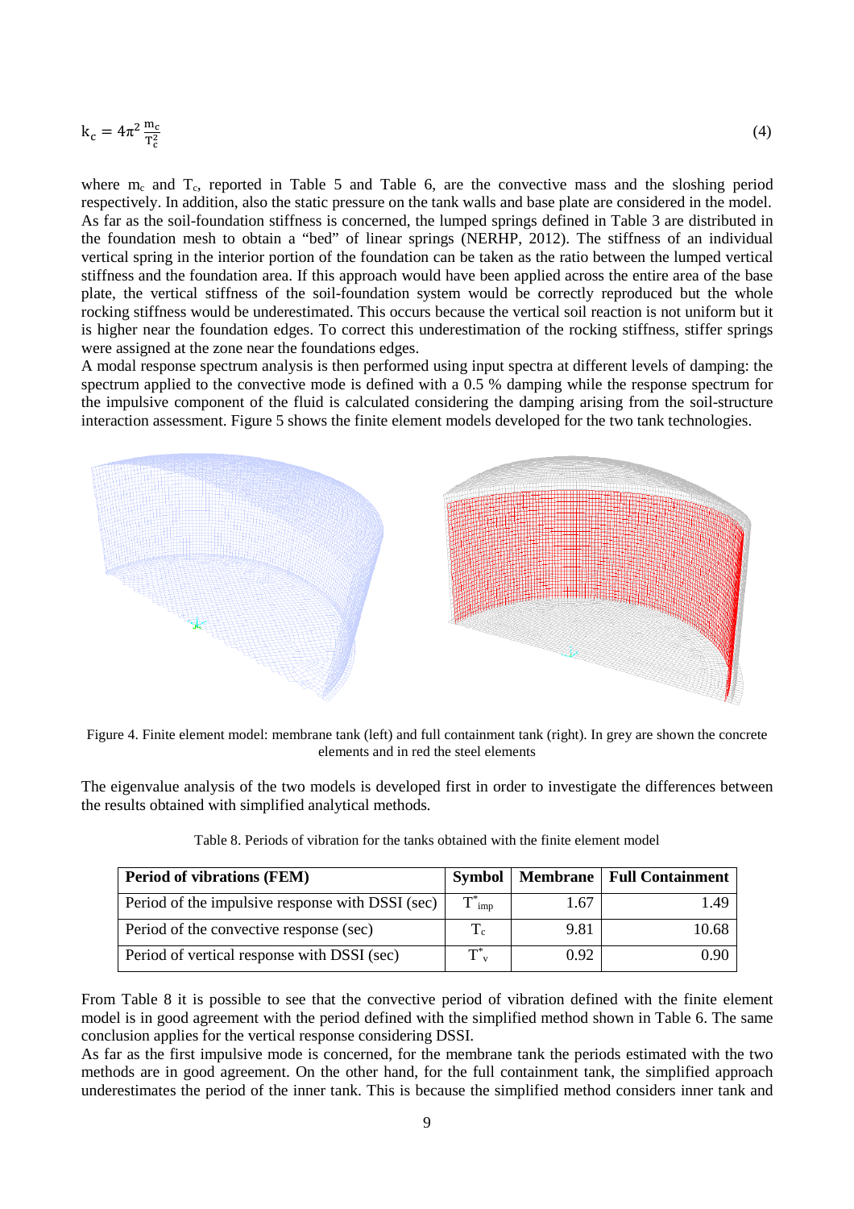$$k_c = 4\pi^2 \frac{m_c}{T_c^2} \tag{4}$$

where $m_c$ and $T_c$, reported in Table 5 and Table 6, are the convective mass and the sloshing period respectively. In addition, also the static pressure on the tank walls and base plate are considered in the model. As far as the soil-foundation stiffness is concerned, the lumped springs defined in Table 3 are distributed in the foundation mesh to obtain a "bed" of linear springs (NERHP, 2012). The stiffness of an individual vertical spring in the interior portion of the foundation can be taken as the ratio between the lumped vertical stiffness and the foundation area. If this approach would have been applied across the entire area of the base plate, the vertical stiffness of the soil-foundation system would be correctly reproduced but the whole rocking stiffness would be underestimated. This occurs because the vertical soil reaction is not uniform but it is higher near the foundation edges. To correct this underestimation of the rocking stiffness, stiffer springs were assigned at the zone near the foundations edges.

A modal response spectrum analysis is then performed using input spectra at different levels of damping: the spectrum applied to the convective mode is defined with a 0.5 % damping while the response spectrum for the impulsive component of the fluid is calculated considering the damping arising from the soil-structure interaction assessment. Figure 5 shows the finite element models developed for the two tank technologies.

Figure 4. Finite element model: membrane tank (left) and full containment tank (right). In grey are shown the concrete elements and in red the steel elements

The eigenvalue analysis of the two models is developed first in order to investigate the differences between the results obtained with simplified analytical methods.

Table 8. Periods of vibration for the tanks obtained with the finite element model

| **Period of vibrations (FEM)** | **Symbol** | **Membrane** | **Full Containment** |
|---|---|---|---|
| Period of the impulsive response with DSSI (sec) | $T^*_{imp}$ | 1.67 | 1.49 |
| Period of the convective response (sec) | $T_c$ | 9.81 | 10.68 |
| Period of vertical response with DSSI (sec) | $T^*_v$ | 0.92 | 0.90 |

From Table 8 it is possible to see that the convective period of vibration defined with the finite element model is in good agreement with the period defined with the simplified method shown in Table 6. The same conclusion applies for the vertical response considering DSSI.

As far as the first impulsive mode is concerned, for the membrane tank the periods estimated with the two methods are in good agreement. On the other hand, for the full containment tank, the simplified approach underestimates the period of the inner tank. This is because the simplified method considers inner tank and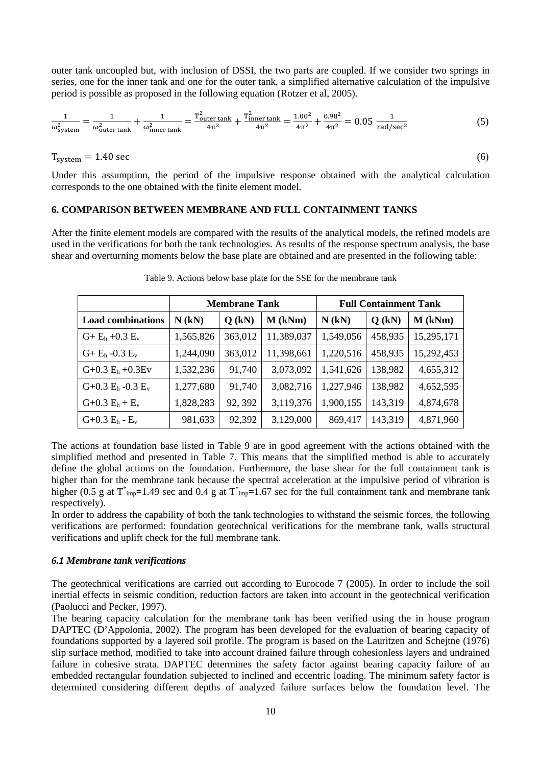outer tank uncoupled but, with inclusion of DSSI, the two parts are coupled. If we consider two springs in series, one for the inner tank and one for the outer tank, a simplified alternative calculation of the impulsive period is possible as proposed in the following equation (Rotzer et al, 2005).

$$\frac{1}{\omega_{\text{system}}^2} = \frac{1}{\omega_{\text{outer tank}}^2} + \frac{1}{\omega_{\text{inner tank}}^2} = \frac{T_{\text{outer tank}}^2}{4\pi^2} + \frac{T_{\text{inner tank}}^2}{4\pi^2} = \frac{1.00^2}{4\pi^2} + \frac{0.98^2}{4\pi^2} = 0.05 \ \frac{1}{\text{rad/sec}^2} \tag{5}$$

$$T_{\text{system}} = 1.40 \text{ sec} \tag{6}$$

Under this assumption, the period of the impulsive response obtained with the analytical calculation corresponds to the one obtained with the finite element model.

### 6. COMPARISON BETWEEN MEMBRANE AND FULL CONTAINMENT TANKS

After the finite element models are compared with the results of the analytical models, the refined models are used in the verifications for both the tank technologies. As results of the response spectrum analysis, the base shear and overturning moments below the base plate are obtained and are presented in the following table:

Table 9. Actions below base plate for the SSE for the membrane tank

| | Membrane Tank | | | Full Containment Tank | | |
|---|---|---|---|---|---|---|
| **Load combinations** | **N (kN)** | **Q (kN)** | **M (kNm)** | **N (kN)** | **Q (kN)** | **M (kNm)** |
| $G + E_h + 0.3\ E_v$ | 1,565,826 | 363,012 | 11,389,037 | 1,549,056 | 458,935 | 15,295,171 |
| $G + E_h - 0.3\ E_v$ | 1,244,090 | 363,012 | 11,398,661 | 1,220,516 | 458,935 | 15,292,453 |
| $G + 0.3\ E_h + 0.3 Ev$ | 1,532,236 | 91,740 | 3,073,092 | 1,541,626 | 138,982 | 4,655,312 |
| $G + 0.3\ E_h - 0.3\ E_v$ | 1,277,680 | 91,740 | 3,082,716 | 1,227,946 | 138,982 | 4,652,595 |
| $G + 0.3\ E_h + E_v$ | 1,828,283 | 92, 392 | 3,119,376 | 1,900,155 | 143,319 | 4,874,678 |
| $G + 0.3\ E_h - E_v$ | 981,633 | 92,392 | 3,129,000 | 869,417 | 143,319 | 4,871,960 |

The actions at foundation base listed in Table 9 are in good agreement with the actions obtained with the simplified method and presented in Table 7. This means that the simplified method is able to accurately define the global actions on the foundation. Furthermore, the base shear for the full containment tank is higher than for the membrane tank because the spectral acceleration at the impulsive period of vibration is higher (0.5 g at $T^*_{imp}$=1.49 sec and 0.4 g at $T^*_{imp}$=1.67 sec for the full containment tank and membrane tank respectively).

In order to address the capability of both the tank technologies to withstand the seismic forces, the following verifications are performed: foundation geotechnical verifications for the membrane tank, walls structural verifications and uplift check for the full membrane tank.

#### *6.1 Membrane tank verifications*

The geotechnical verifications are carried out according to Eurocode 7 (2005). In order to include the soil inertial effects in seismic condition, reduction factors are taken into account in the geotechnical verification (Paolucci and Pecker, 1997).

The bearing capacity calculation for the membrane tank has been verified using the in house program DAPTEC (D'Appolonia, 2002). The program has been developed for the evaluation of bearing capacity of foundations supported by a layered soil profile. The program is based on the Lauritzen and Schejtne (1976) slip surface method, modified to take into account drained failure through cohesionless layers and undrained failure in cohesive strata. DAPTEC determines the safety factor against bearing capacity failure of an embedded rectangular foundation subjected to inclined and eccentric loading. The minimum safety factor is determined considering different depths of analyzed failure surfaces below the foundation level. The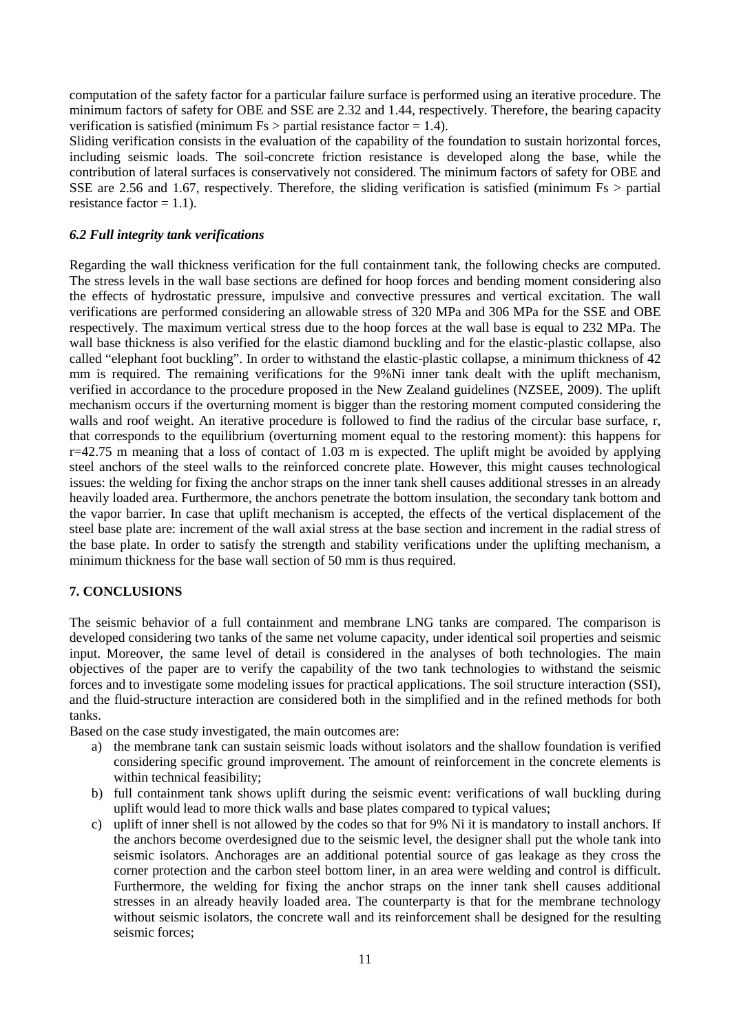computation of the safety factor for a particular failure surface is performed using an iterative procedure. The minimum factors of safety for OBE and SSE are 2.32 and 1.44, respectively. Therefore, the bearing capacity verification is satisfied (minimum Fs > partial resistance factor = 1.4).

Sliding verification consists in the evaluation of the capability of the foundation to sustain horizontal forces, including seismic loads. The soil-concrete friction resistance is developed along the base, while the contribution of lateral surfaces is conservatively not considered. The minimum factors of safety for OBE and SSE are 2.56 and 1.67, respectively. Therefore, the sliding verification is satisfied (minimum Fs > partial resistance factor = 1.1).

### *6.2 Full integrity tank verifications*

Regarding the wall thickness verification for the full containment tank, the following checks are computed. The stress levels in the wall base sections are defined for hoop forces and bending moment considering also the effects of hydrostatic pressure, impulsive and convective pressures and vertical excitation. The wall verifications are performed considering an allowable stress of 320 MPa and 306 MPa for the SSE and OBE respectively. The maximum vertical stress due to the hoop forces at the wall base is equal to 232 MPa. The wall base thickness is also verified for the elastic diamond buckling and for the elastic-plastic collapse, also called "elephant foot buckling". In order to withstand the elastic-plastic collapse, a minimum thickness of 42 mm is required. The remaining verifications for the 9%Ni inner tank dealt with the uplift mechanism, verified in accordance to the procedure proposed in the New Zealand guidelines (NZSEE, 2009). The uplift mechanism occurs if the overturning moment is bigger than the restoring moment computed considering the walls and roof weight. An iterative procedure is followed to find the radius of the circular base surface, r, that corresponds to the equilibrium (overturning moment equal to the restoring moment): this happens for r=42.75 m meaning that a loss of contact of 1.03 m is expected. The uplift might be avoided by applying steel anchors of the steel walls to the reinforced concrete plate. However, this might causes technological issues: the welding for fixing the anchor straps on the inner tank shell causes additional stresses in an already heavily loaded area. Furthermore, the anchors penetrate the bottom insulation, the secondary tank bottom and the vapor barrier. In case that uplift mechanism is accepted, the effects of the vertical displacement of the steel base plate are: increment of the wall axial stress at the base section and increment in the radial stress of the base plate. In order to satisfy the strength and stability verifications under the uplifting mechanism, a minimum thickness for the base wall section of 50 mm is thus required.

## 7. CONCLUSIONS

The seismic behavior of a full containment and membrane LNG tanks are compared. The comparison is developed considering two tanks of the same net volume capacity, under identical soil properties and seismic input. Moreover, the same level of detail is considered in the analyses of both technologies. The main objectives of the paper are to verify the capability of the two tank technologies to withstand the seismic forces and to investigate some modeling issues for practical applications. The soil structure interaction (SSI), and the fluid-structure interaction are considered both in the simplified and in the refined methods for both tanks.

Based on the case study investigated, the main outcomes are:

a) the membrane tank can sustain seismic loads without isolators and the shallow foundation is verified considering specific ground improvement. The amount of reinforcement in the concrete elements is within technical feasibility;
b) full containment tank shows uplift during the seismic event: verifications of wall buckling during uplift would lead to more thick walls and base plates compared to typical values;
c) uplift of inner shell is not allowed by the codes so that for 9% Ni it is mandatory to install anchors. If the anchors become overdesigned due to the seismic level, the designer shall put the whole tank into seismic isolators. Anchorages are an additional potential source of gas leakage as they cross the corner protection and the carbon steel bottom liner, in an area were welding and control is difficult. Furthermore, the welding for fixing the anchor straps on the inner tank shell causes additional stresses in an already heavily loaded area. The counterparty is that for the membrane technology without seismic isolators, the concrete wall and its reinforcement shall be designed for the resulting seismic forces;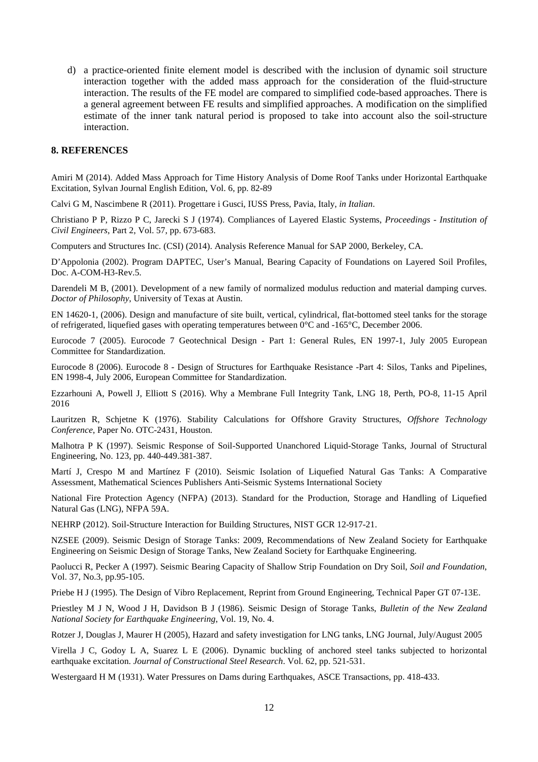d) a practice-oriented finite element model is described with the inclusion of dynamic soil structure interaction together with the added mass approach for the consideration of the fluid-structure interaction. The results of the FE model are compared to simplified code-based approaches. There is a general agreement between FE results and simplified approaches. A modification on the simplified estimate of the inner tank natural period is proposed to take into account also the soil-structure interaction.

## 8. REFERENCES

Amiri M (2014). Added Mass Approach for Time History Analysis of Dome Roof Tanks under Horizontal Earthquake Excitation, Sylvan Journal English Edition, Vol. 6, pp. 82-89

Calvi G M, Nascimbene R (2011). Progettare i Gusci, IUSS Press, Pavia, Italy, *in Italian*.

Christiano P P, Rizzo P C, Jarecki S J (1974). Compliances of Layered Elastic Systems, *Proceedings - Institution of Civil Engineers*, Part 2, Vol. 57, pp. 673-683.

Computers and Structures Inc. (CSI) (2014). Analysis Reference Manual for SAP 2000, Berkeley, CA.

D'Appolonia (2002). Program DAPTEC, User's Manual, Bearing Capacity of Foundations on Layered Soil Profiles, Doc. A-COM-H3-Rev.5.

Darendeli M B, (2001). Development of a new family of normalized modulus reduction and material damping curves. *Doctor of Philosophy*, University of Texas at Austin.

EN 14620-1, (2006). Design and manufacture of site built, vertical, cylindrical, flat-bottomed steel tanks for the storage of refrigerated, liquefied gases with operating temperatures between 0°C and -165°C, December 2006.

Eurocode 7 (2005). Eurocode 7 Geotechnical Design - Part 1: General Rules, EN 1997-1, July 2005 European Committee for Standardization.

Eurocode 8 (2006). Eurocode 8 - Design of Structures for Earthquake Resistance -Part 4: Silos, Tanks and Pipelines, EN 1998-4, July 2006, European Committee for Standardization.

Ezzarhouni A, Powell J, Elliott S (2016). Why a Membrane Full Integrity Tank, LNG 18, Perth, PO-8, 11-15 April 2016

Lauritzen R, Schjetne K (1976). Stability Calculations for Offshore Gravity Structures, *Offshore Technology Conference*, Paper No. OTC-2431, Houston.

Malhotra P K (1997). Seismic Response of Soil-Supported Unanchored Liquid-Storage Tanks, Journal of Structural Engineering, No. 123, pp. 440-449.381-387.

Martí J, Crespo M and Martínez F (2010). Seismic Isolation of Liquefied Natural Gas Tanks: A Comparative Assessment, Mathematical Sciences Publishers Anti-Seismic Systems International Society

National Fire Protection Agency (NFPA) (2013). Standard for the Production, Storage and Handling of Liquefied Natural Gas (LNG), NFPA 59A.

NEHRP (2012). Soil-Structure Interaction for Building Structures, NIST GCR 12-917-21.

NZSEE (2009). Seismic Design of Storage Tanks: 2009, Recommendations of New Zealand Society for Earthquake Engineering on Seismic Design of Storage Tanks, New Zealand Society for Earthquake Engineering.

Paolucci R, Pecker A (1997). Seismic Bearing Capacity of Shallow Strip Foundation on Dry Soil, *Soil and Foundation*, Vol. 37, No.3, pp.95-105.

Priebe H J (1995). The Design of Vibro Replacement, Reprint from Ground Engineering, Technical Paper GT 07-13E.

Priestley M J N, Wood J H, Davidson B J (1986). Seismic Design of Storage Tanks, *Bulletin of the New Zealand National Society for Earthquake Engineering*, Vol. 19, No. 4.

Rotzer J, Douglas J, Maurer H (2005), Hazard and safety investigation for LNG tanks, LNG Journal, July/August 2005

Virella J C, Godoy L A, Suarez L E (2006). Dynamic buckling of anchored steel tanks subjected to horizontal earthquake excitation. *Journal of Constructional Steel Research*. Vol. 62, pp. 521-531.

Westergaard H M (1931). Water Pressures on Dams during Earthquakes, ASCE Transactions, pp. 418-433.